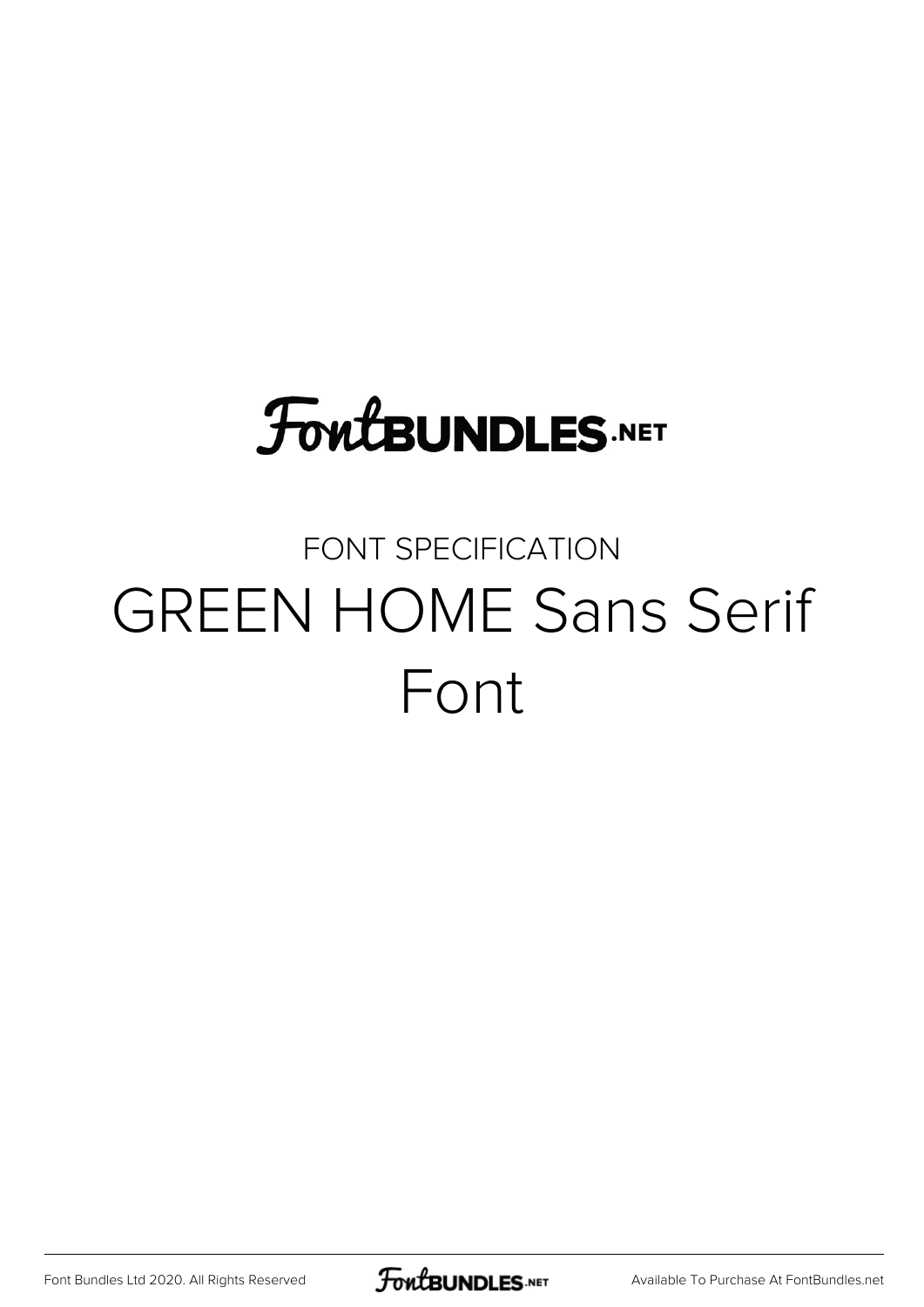FontBUNDLES.NET

FONT SPECIFICATION

# GREEN HOME Sans Serif Font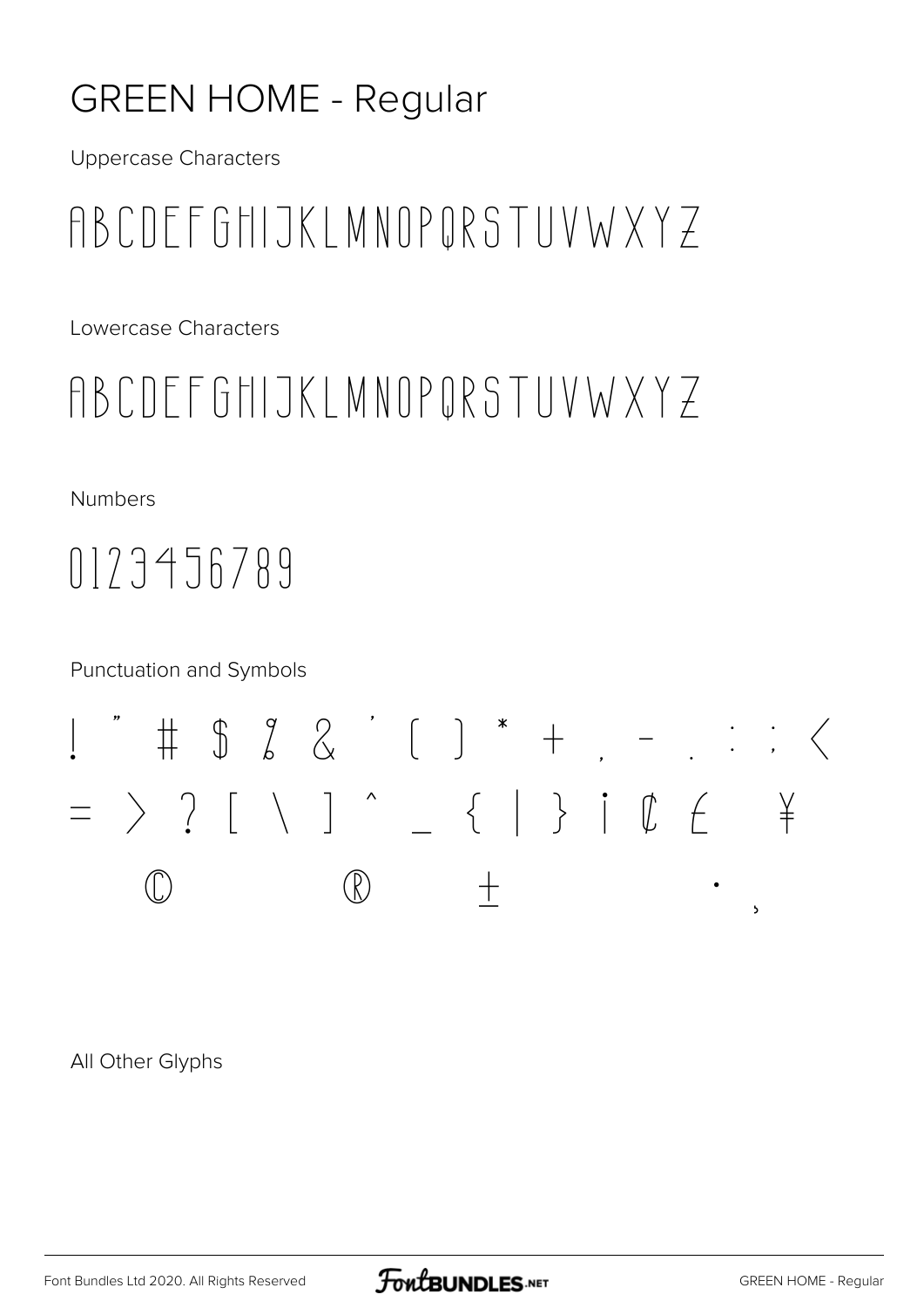# GREEN HOME - Regular

Uppercase Characters

ABCDEFGHIJKLMNOPQRSTUVWXYZ

Lowercase Characters

ABCDEFGHIJKLMNOPQRSTUVWXYZ

Numbers

0123456789

Punctuation and Symbols

! " # $ % & ' ( ) * + , - . : ; <

= > ? [ \ ] ^ _ { | } ¡ ¢ £ ¥

© ® ± · ¸

All Other Glyphs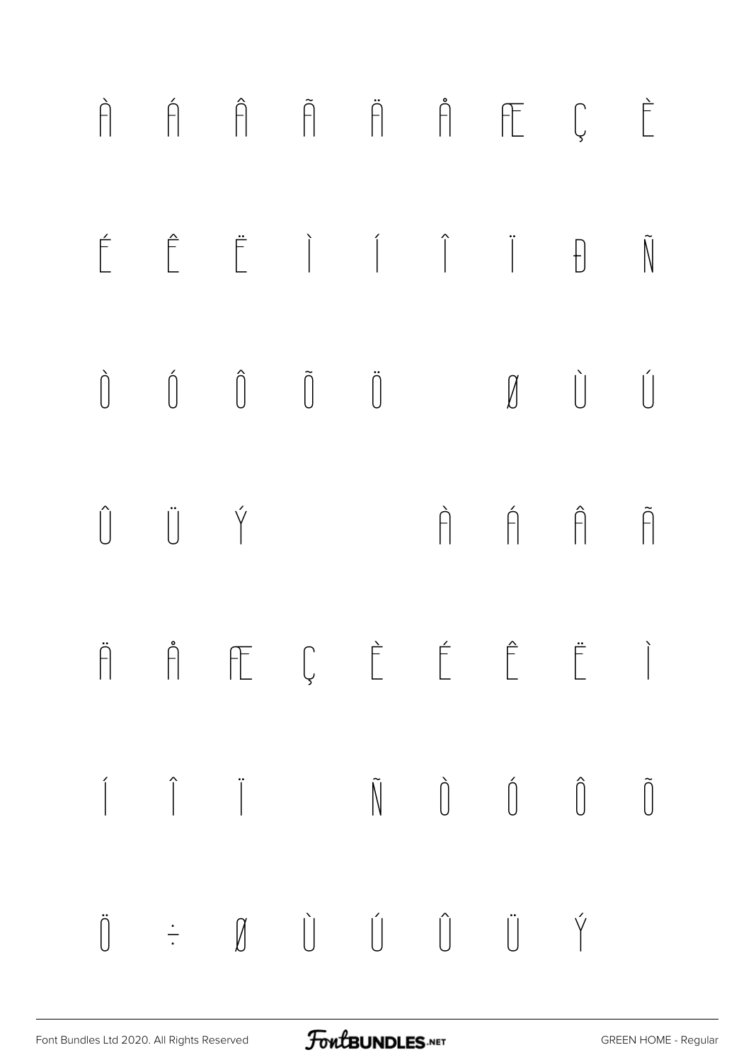À Á Â Ã Ä Å Æ Ç È

É Ê Ë Ì Í Î Ï Ð Ñ

Ò Ó Ô Õ Ö Ø Ù Ú

Û Ü Ý à á â ã

ä å æ ç è é ê ë ì

í î ï ñ ò ó ô õ

ö ÷ ø ù ú û ü ý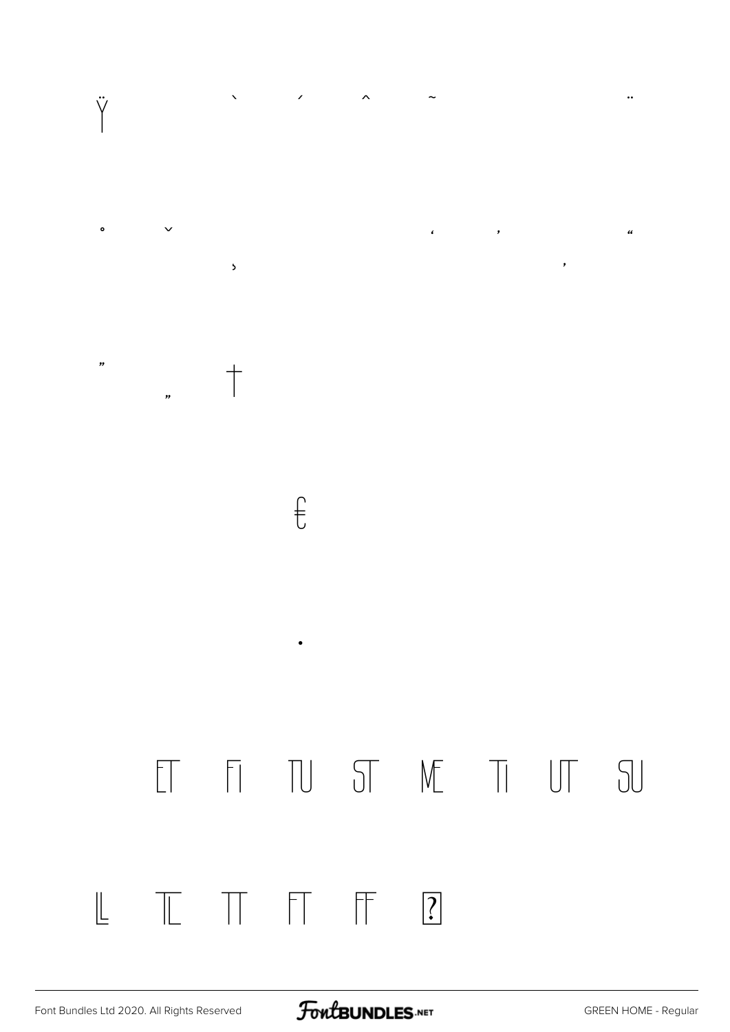Ÿ ` ´ ˆ ˜ ¨

˚ ˇ ¸ ‘ ’ ‚ “

” „ †

€

•

ET FI TU ST ME TI UT SU

L TL TT FT FF ?